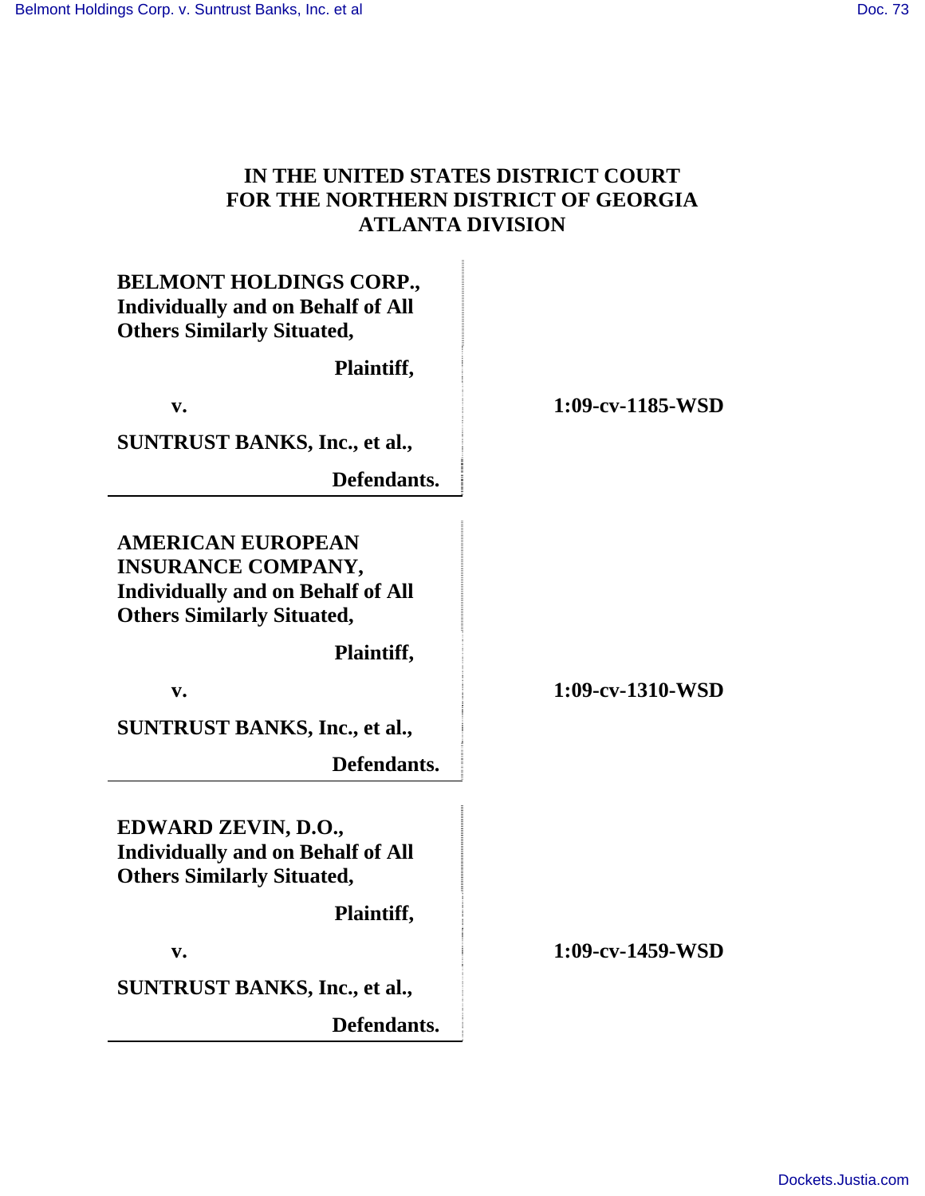**IN THE UNITED STATES DISTRICT COURT**
**FOR THE NORTHERN DISTRICT OF GEORGIA**
**ATLANTA DIVISION**

| | |
|---|---|
| **BELMONT HOLDINGS CORP., Individually and on Behalf of All Others Similarly Situated,**<br><br>**Plaintiff,**<br><br>**v.**<br><br>**SUNTRUST BANKS, Inc., et al.,**<br><br>**Defendants.** | **1:09-cv-1185-WSD** |
| **AMERICAN EUROPEAN INSURANCE COMPANY, Individually and on Behalf of All Others Similarly Situated,**<br><br>**Plaintiff,**<br><br>**v.**<br><br>**SUNTRUST BANKS, Inc., et al.,**<br><br>**Defendants.** | **1:09-cv-1310-WSD** |
| **EDWARD ZEVIN, D.O., Individually and on Behalf of All Others Similarly Situated,**<br><br>**Plaintiff,**<br><br>**v.**<br><br>**SUNTRUST BANKS, Inc., et al.,**<br><br>**Defendants.** | **1:09-cv-1459-WSD** |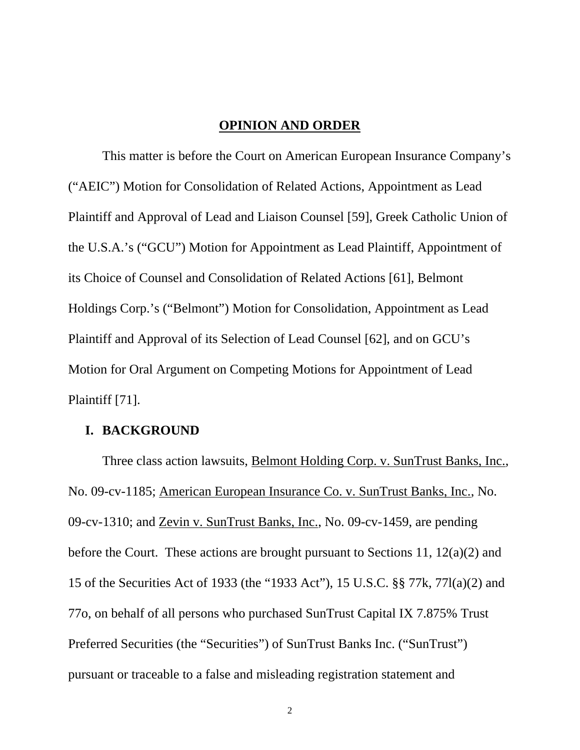## OPINION AND ORDER

This matter is before the Court on American European Insurance Company's ("AEIC") Motion for Consolidation of Related Actions, Appointment as Lead Plaintiff and Approval of Lead and Liaison Counsel [59], Greek Catholic Union of the U.S.A.'s ("GCU") Motion for Appointment as Lead Plaintiff, Appointment of its Choice of Counsel and Consolidation of Related Actions [61], Belmont Holdings Corp.'s ("Belmont") Motion for Consolidation, Appointment as Lead Plaintiff and Approval of its Selection of Lead Counsel [62], and on GCU's Motion for Oral Argument on Competing Motions for Appointment of Lead Plaintiff [71].

### I. BACKGROUND

Three class action lawsuits, Belmont Holding Corp. v. SunTrust Banks, Inc., No. 09-cv-1185; American European Insurance Co. v. SunTrust Banks, Inc., No. 09-cv-1310; and Zevin v. SunTrust Banks, Inc., No. 09-cv-1459, are pending before the Court. These actions are brought pursuant to Sections 11, 12(a)(2) and 15 of the Securities Act of 1933 (the "1933 Act"), 15 U.S.C. §§ 77k, 77l(a)(2) and 77o, on behalf of all persons who purchased SunTrust Capital IX 7.875% Trust Preferred Securities (the "Securities") of SunTrust Banks Inc. ("SunTrust") pursuant or traceable to a false and misleading registration statement and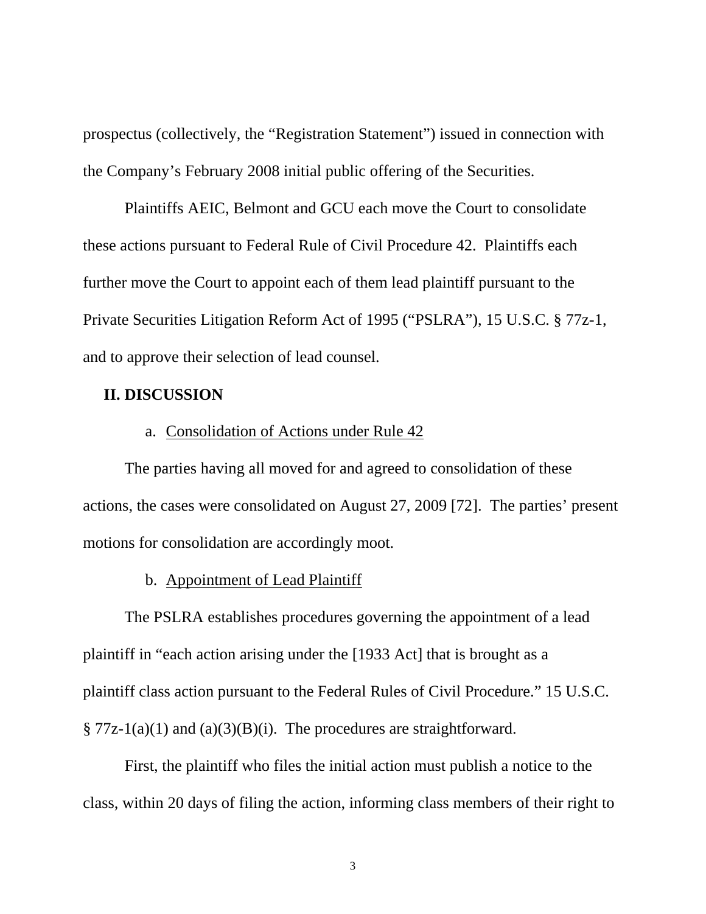prospectus (collectively, the "Registration Statement") issued in connection with the Company's February 2008 initial public offering of the Securities.

Plaintiffs AEIC, Belmont and GCU each move the Court to consolidate these actions pursuant to Federal Rule of Civil Procedure 42. Plaintiffs each further move the Court to appoint each of them lead plaintiff pursuant to the Private Securities Litigation Reform Act of 1995 ("PSLRA"), 15 U.S.C. § 77z-1, and to approve their selection of lead counsel.

## II. DISCUSSION

### a. Consolidation of Actions under Rule 42

The parties having all moved for and agreed to consolidation of these actions, the cases were consolidated on August 27, 2009 [72]. The parties' present motions for consolidation are accordingly moot.

### b. Appointment of Lead Plaintiff

The PSLRA establishes procedures governing the appointment of a lead plaintiff in "each action arising under the [1933 Act] that is brought as a plaintiff class action pursuant to the Federal Rules of Civil Procedure." 15 U.S.C. § 77z-1(a)(1) and (a)(3)(B)(i). The procedures are straightforward.

First, the plaintiff who files the initial action must publish a notice to the class, within 20 days of filing the action, informing class members of their right to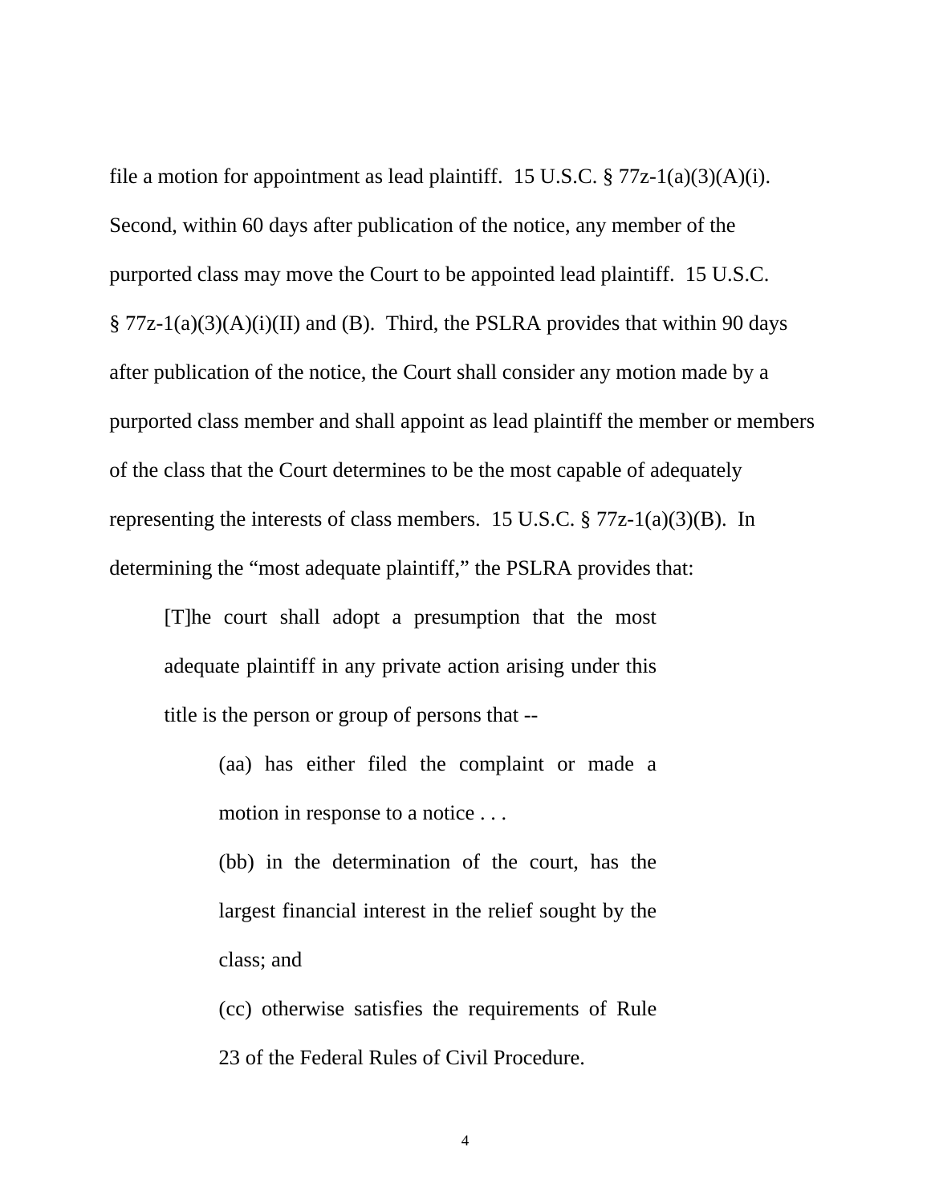file a motion for appointment as lead plaintiff. 15 U.S.C. § 77z-1(a)(3)(A)(i). Second, within 60 days after publication of the notice, any member of the purported class may move the Court to be appointed lead plaintiff. 15 U.S.C. § 77z-1(a)(3)(A)(i)(II) and (B). Third, the PSLRA provides that within 90 days after publication of the notice, the Court shall consider any motion made by a purported class member and shall appoint as lead plaintiff the member or members of the class that the Court determines to be the most capable of adequately representing the interests of class members. 15 U.S.C. § 77z-1(a)(3)(B). In determining the "most adequate plaintiff," the PSLRA provides that:

> [T]he court shall adopt a presumption that the most adequate plaintiff in any private action arising under this title is the person or group of persons that --
>
> > (aa) has either filed the complaint or made a motion in response to a notice . . .
> >
> > (bb) in the determination of the court, has the largest financial interest in the relief sought by the class; and
> >
> > (cc) otherwise satisfies the requirements of Rule 23 of the Federal Rules of Civil Procedure.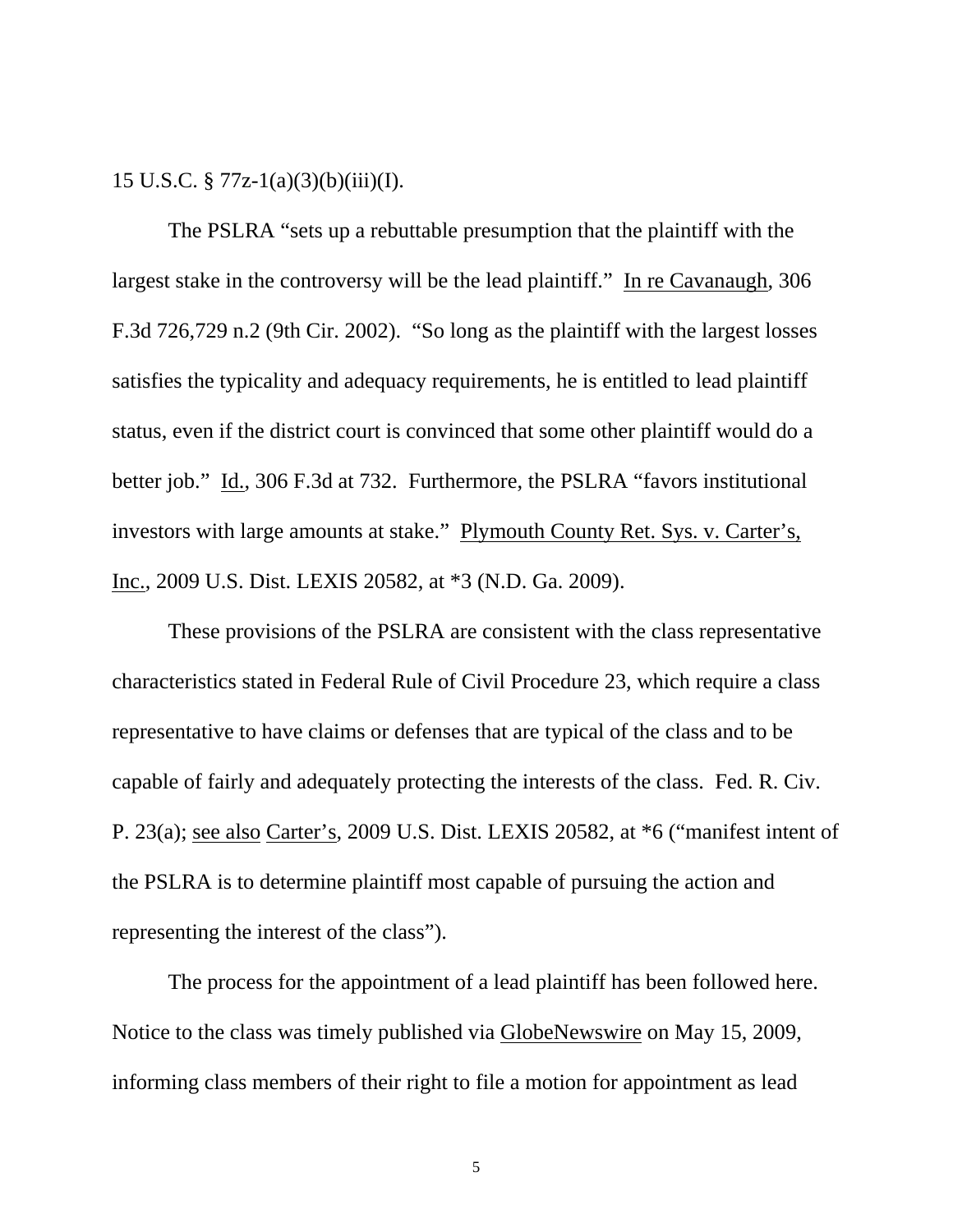15 U.S.C. § 77z-1(a)(3)(b)(iii)(I).

The PSLRA "sets up a rebuttable presumption that the plaintiff with the largest stake in the controversy will be the lead plaintiff." In re Cavanaugh, 306 F.3d 726,729 n.2 (9th Cir. 2002). "So long as the plaintiff with the largest losses satisfies the typicality and adequacy requirements, he is entitled to lead plaintiff status, even if the district court is convinced that some other plaintiff would do a better job." Id., 306 F.3d at 732. Furthermore, the PSLRA "favors institutional investors with large amounts at stake." Plymouth County Ret. Sys. v. Carter's, Inc., 2009 U.S. Dist. LEXIS 20582, at *3 (N.D. Ga. 2009).

These provisions of the PSLRA are consistent with the class representative characteristics stated in Federal Rule of Civil Procedure 23, which require a class representative to have claims or defenses that are typical of the class and to be capable of fairly and adequately protecting the interests of the class. Fed. R. Civ. P. 23(a); see also Carter's, 2009 U.S. Dist. LEXIS 20582, at *6 ("manifest intent of the PSLRA is to determine plaintiff most capable of pursuing the action and representing the interest of the class").

The process for the appointment of a lead plaintiff has been followed here. Notice to the class was timely published via GlobeNewswire on May 15, 2009, informing class members of their right to file a motion for appointment as lead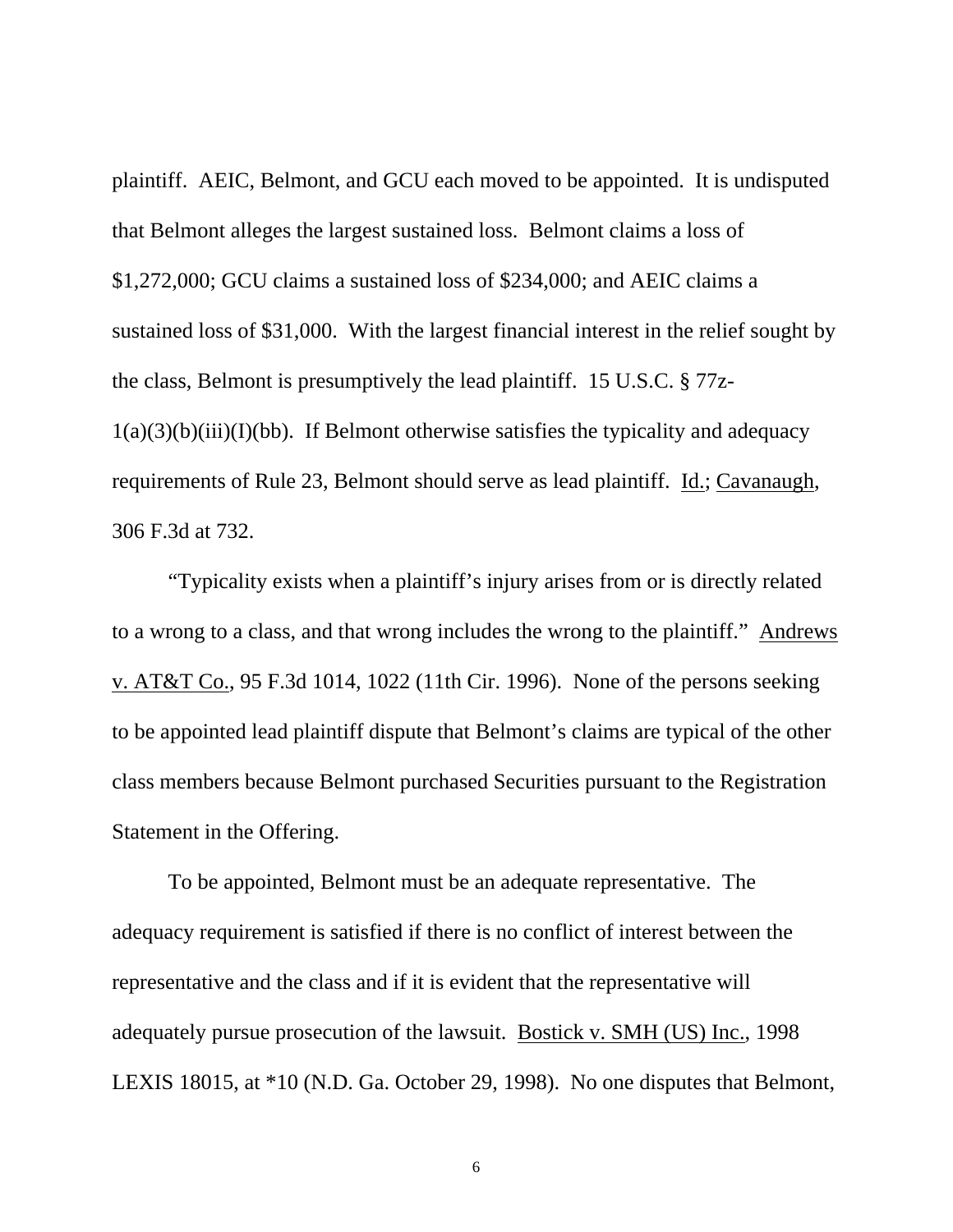plaintiff. AEIC, Belmont, and GCU each moved to be appointed. It is undisputed that Belmont alleges the largest sustained loss. Belmont claims a loss of $1,272,000; GCU claims a sustained loss of $234,000; and AEIC claims a sustained loss of $31,000. With the largest financial interest in the relief sought by the class, Belmont is presumptively the lead plaintiff. 15 U.S.C. § 77z-1(a)(3)(b)(iii)(I)(bb). If Belmont otherwise satisfies the typicality and adequacy requirements of Rule 23, Belmont should serve as lead plaintiff. Id.; Cavanaugh, 306 F.3d at 732.

"Typicality exists when a plaintiff's injury arises from or is directly related to a wrong to a class, and that wrong includes the wrong to the plaintiff." Andrews v. AT&T Co., 95 F.3d 1014, 1022 (11th Cir. 1996). None of the persons seeking to be appointed lead plaintiff dispute that Belmont's claims are typical of the other class members because Belmont purchased Securities pursuant to the Registration Statement in the Offering.

To be appointed, Belmont must be an adequate representative. The adequacy requirement is satisfied if there is no conflict of interest between the representative and the class and if it is evident that the representative will adequately pursue prosecution of the lawsuit. Bostick v. SMH (US) Inc., 1998 LEXIS 18015, at *10 (N.D. Ga. October 29, 1998). No one disputes that Belmont,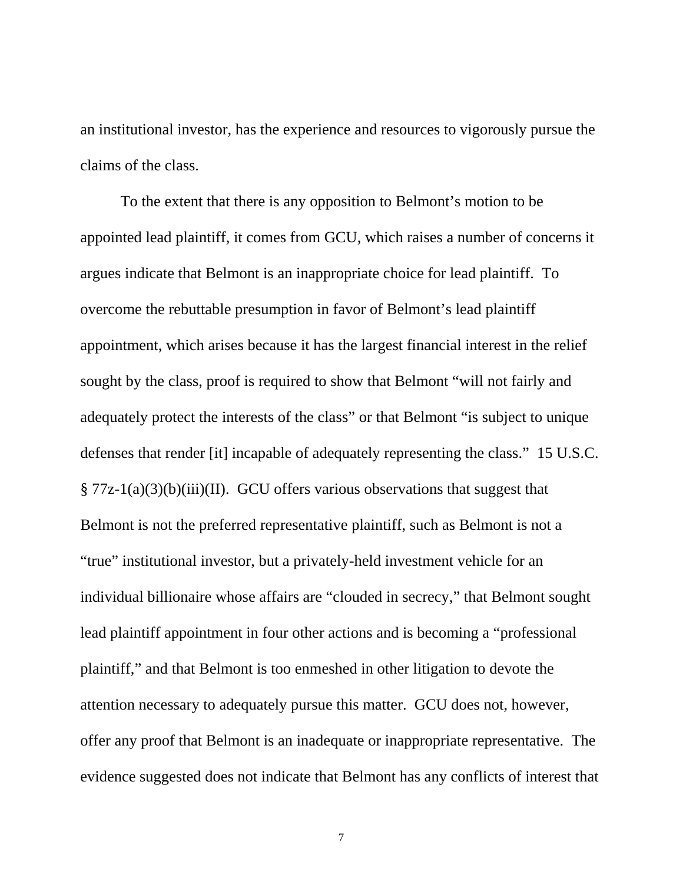an institutional investor, has the experience and resources to vigorously pursue the claims of the class.

To the extent that there is any opposition to Belmont's motion to be appointed lead plaintiff, it comes from GCU, which raises a number of concerns it argues indicate that Belmont is an inappropriate choice for lead plaintiff. To overcome the rebuttable presumption in favor of Belmont's lead plaintiff appointment, which arises because it has the largest financial interest in the relief sought by the class, proof is required to show that Belmont "will not fairly and adequately protect the interests of the class" or that Belmont "is subject to unique defenses that render [it] incapable of adequately representing the class." 15 U.S.C. § 77z-1(a)(3)(b)(iii)(II). GCU offers various observations that suggest that Belmont is not the preferred representative plaintiff, such as Belmont is not a "true" institutional investor, but a privately-held investment vehicle for an individual billionaire whose affairs are "clouded in secrecy," that Belmont sought lead plaintiff appointment in four other actions and is becoming a "professional plaintiff," and that Belmont is too enmeshed in other litigation to devote the attention necessary to adequately pursue this matter. GCU does not, however, offer any proof that Belmont is an inadequate or inappropriate representative. The evidence suggested does not indicate that Belmont has any conflicts of interest that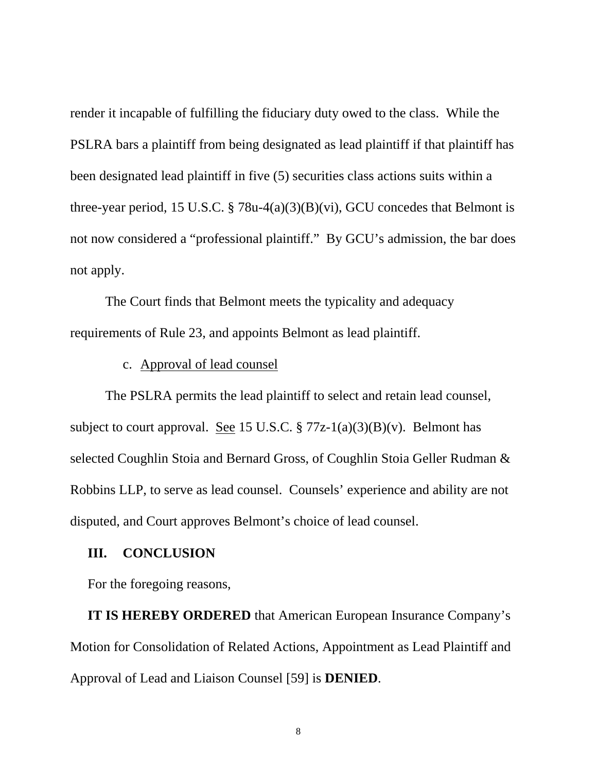render it incapable of fulfilling the fiduciary duty owed to the class. While the PSLRA bars a plaintiff from being designated as lead plaintiff if that plaintiff has been designated lead plaintiff in five (5) securities class actions suits within a three-year period, 15 U.S.C. § 78u-4(a)(3)(B)(vi), GCU concedes that Belmont is not now considered a "professional plaintiff." By GCU's admission, the bar does not apply.

The Court finds that Belmont meets the typicality and adequacy requirements of Rule 23, and appoints Belmont as lead plaintiff.

c. Approval of lead counsel

The PSLRA permits the lead plaintiff to select and retain lead counsel, subject to court approval. See 15 U.S.C. § 77z-1(a)(3)(B)(v). Belmont has selected Coughlin Stoia and Bernard Gross, of Coughlin Stoia Geller Rudman & Robbins LLP, to serve as lead counsel. Counsels' experience and ability are not disputed, and Court approves Belmont's choice of lead counsel.

## III. CONCLUSION

For the foregoing reasons,

**IT IS HEREBY ORDERED** that American European Insurance Company's Motion for Consolidation of Related Actions, Appointment as Lead Plaintiff and Approval of Lead and Liaison Counsel [59] is **DENIED**.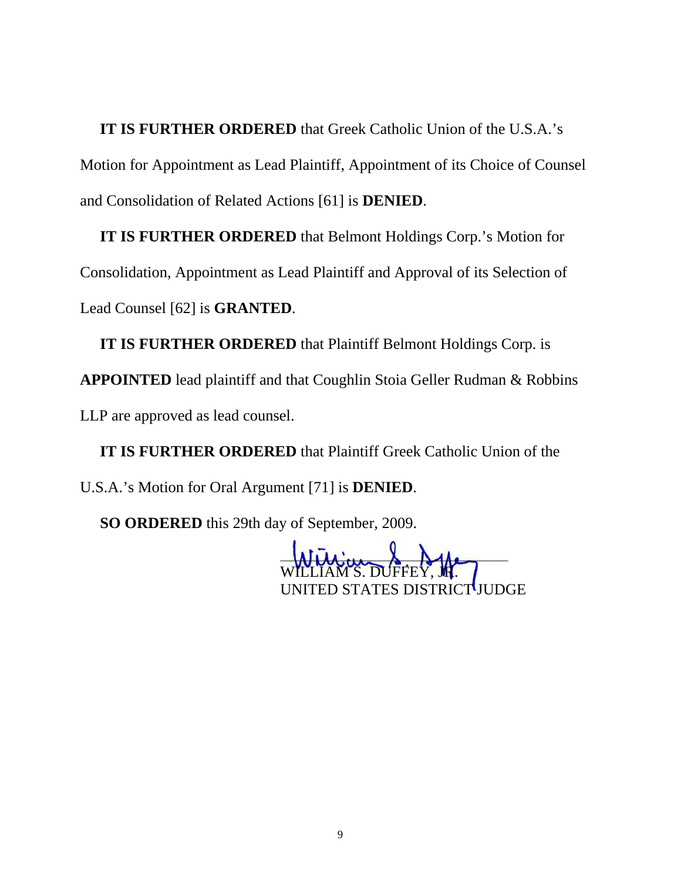**IT IS FURTHER ORDERED** that Greek Catholic Union of the U.S.A.'s Motion for Appointment as Lead Plaintiff, Appointment of its Choice of Counsel and Consolidation of Related Actions [61] is **DENIED**.

**IT IS FURTHER ORDERED** that Belmont Holdings Corp.'s Motion for Consolidation, Appointment as Lead Plaintiff and Approval of its Selection of Lead Counsel [62] is **GRANTED**.

**IT IS FURTHER ORDERED** that Plaintiff Belmont Holdings Corp. is **APPOINTED** lead plaintiff and that Coughlin Stoia Geller Rudman & Robbins LLP are approved as lead counsel.

**IT IS FURTHER ORDERED** that Plaintiff Greek Catholic Union of the U.S.A.'s Motion for Oral Argument [71] is **DENIED**.

**SO ORDERED** this 29th day of September, 2009.

WILLIAM S. DUFFEY, JR.
UNITED STATES DISTRICT JUDGE